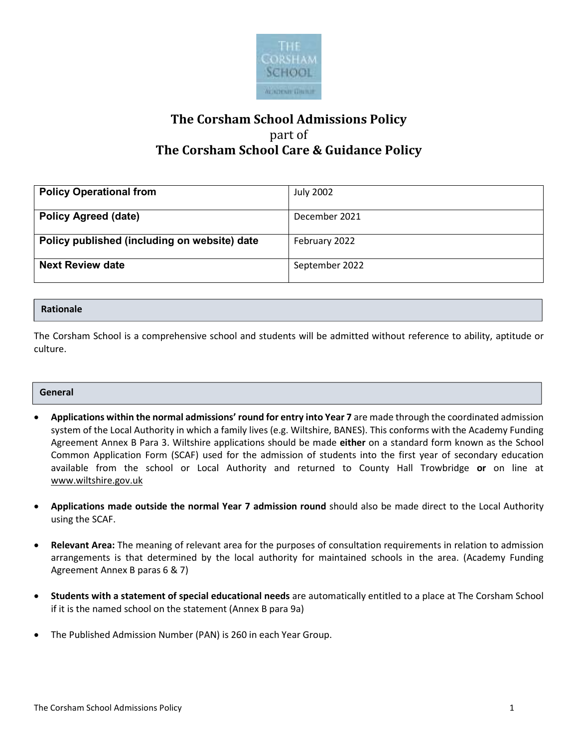# The Corsham School Admissions Policy
part of
# The Corsham School Care & Guidance Policy

| **Policy Operational from** | July 2002 |
|---|---|
| **Policy Agreed (date)** | December 2021 |
| **Policy published (including on website) date** | February 2022 |
| **Next Review date** | September 2022 |

## Rationale

The Corsham School is a comprehensive school and students will be admitted without reference to ability, aptitude or culture.

## General

- **Applications within the normal admissions' round for entry into Year 7** are made through the coordinated admission system of the Local Authority in which a family lives (e.g. Wiltshire, BANES). This conforms with the Academy Funding Agreement Annex B Para 3. Wiltshire applications should be made **either** on a standard form known as the School Common Application Form (SCAF) used for the admission of students into the first year of secondary education available from the school or Local Authority and returned to County Hall Trowbridge **or** on line at www.wiltshire.gov.uk

- **Applications made outside the normal Year 7 admission round** should also be made direct to the Local Authority using the SCAF.

- **Relevant Area:** The meaning of relevant area for the purposes of consultation requirements in relation to admission arrangements is that determined by the local authority for maintained schools in the area. (Academy Funding Agreement Annex B paras 6 & 7)

- **Students with a statement of special educational needs** are automatically entitled to a place at The Corsham School if it is the named school on the statement (Annex B para 9a)

- The Published Admission Number (PAN) is 260 in each Year Group.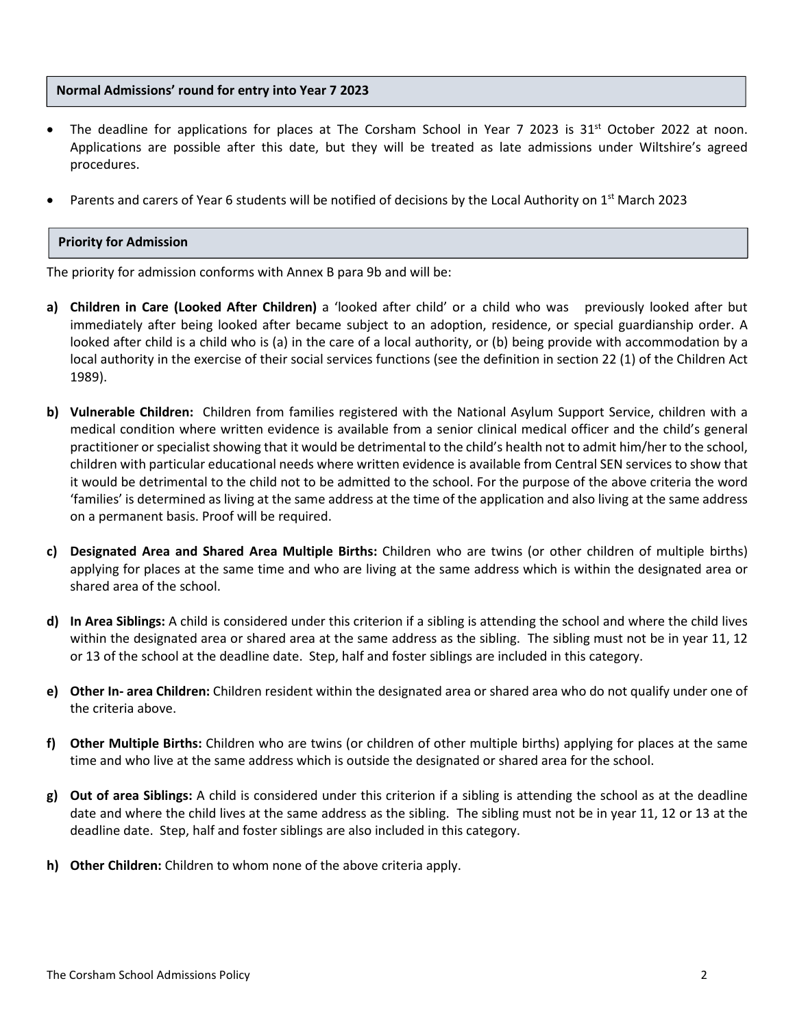## Normal Admissions' round for entry into Year 7 2023

- The deadline for applications for places at The Corsham School in Year 7 2023 is 31st October 2022 at noon. Applications are possible after this date, but they will be treated as late admissions under Wiltshire's agreed procedures.
- Parents and carers of Year 6 students will be notified of decisions by the Local Authority on 1st March 2023

## Priority for Admission

The priority for admission conforms with Annex B para 9b and will be:

**a) Children in Care (Looked After Children)** a 'looked after child' or a child who was previously looked after but immediately after being looked after became subject to an adoption, residence, or special guardianship order. A looked after child is a child who is (a) in the care of a local authority, or (b) being provide with accommodation by a local authority in the exercise of their social services functions (see the definition in section 22 (1) of the Children Act 1989).

**b) Vulnerable Children:** Children from families registered with the National Asylum Support Service, children with a medical condition where written evidence is available from a senior clinical medical officer and the child's general practitioner or specialist showing that it would be detrimental to the child's health not to admit him/her to the school, children with particular educational needs where written evidence is available from Central SEN services to show that it would be detrimental to the child not to be admitted to the school. For the purpose of the above criteria the word 'families' is determined as living at the same address at the time of the application and also living at the same address on a permanent basis. Proof will be required.

**c) Designated Area and Shared Area Multiple Births:** Children who are twins (or other children of multiple births) applying for places at the same time and who are living at the same address which is within the designated area or shared area of the school.

**d) In Area Siblings:** A child is considered under this criterion if a sibling is attending the school and where the child lives within the designated area or shared area at the same address as the sibling. The sibling must not be in year 11, 12 or 13 of the school at the deadline date. Step, half and foster siblings are included in this category.

**e) Other In- area Children:** Children resident within the designated area or shared area who do not qualify under one of the criteria above.

**f) Other Multiple Births:** Children who are twins (or children of other multiple births) applying for places at the same time and who live at the same address which is outside the designated or shared area for the school.

**g) Out of area Siblings:** A child is considered under this criterion if a sibling is attending the school as at the deadline date and where the child lives at the same address as the sibling. The sibling must not be in year 11, 12 or 13 at the deadline date. Step, half and foster siblings are also included in this category.

**h) Other Children:** Children to whom none of the above criteria apply.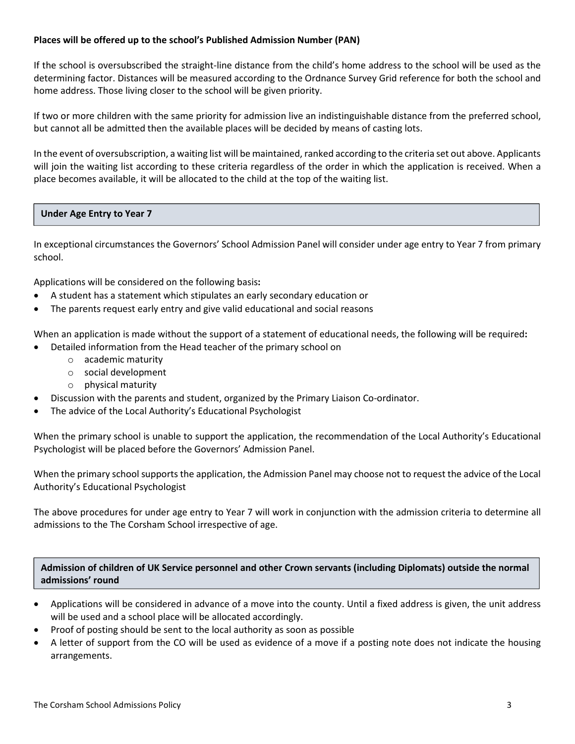**Places will be offered up to the school's Published Admission Number (PAN)**

If the school is oversubscribed the straight-line distance from the child's home address to the school will be used as the determining factor. Distances will be measured according to the Ordnance Survey Grid reference for both the school and home address. Those living closer to the school will be given priority.

If two or more children with the same priority for admission live an indistinguishable distance from the preferred school, but cannot all be admitted then the available places will be decided by means of casting lots.

In the event of oversubscription, a waiting list will be maintained, ranked according to the criteria set out above. Applicants will join the waiting list according to these criteria regardless of the order in which the application is received. When a place becomes available, it will be allocated to the child at the top of the waiting list.

## Under Age Entry to Year 7

In exceptional circumstances the Governors' School Admission Panel will consider under age entry to Year 7 from primary school.

Applications will be considered on the following basis**:**

- A student has a statement which stipulates an early secondary education or
- The parents request early entry and give valid educational and social reasons

When an application is made without the support of a statement of educational needs, the following will be required**:**

- Detailed information from the Head teacher of the primary school on
  - academic maturity
  - social development
  - physical maturity
- Discussion with the parents and student, organized by the Primary Liaison Co-ordinator.
- The advice of the Local Authority's Educational Psychologist

When the primary school is unable to support the application, the recommendation of the Local Authority's Educational Psychologist will be placed before the Governors' Admission Panel.

When the primary school supports the application, the Admission Panel may choose not to request the advice of the Local Authority's Educational Psychologist

The above procedures for under age entry to Year 7 will work in conjunction with the admission criteria to determine all admissions to the The Corsham School irrespective of age.

## Admission of children of UK Service personnel and other Crown servants (including Diplomats) outside the normal admissions' round

- Applications will be considered in advance of a move into the county. Until a fixed address is given, the unit address will be used and a school place will be allocated accordingly.
- Proof of posting should be sent to the local authority as soon as possible
- A letter of support from the CO will be used as evidence of a move if a posting note does not indicate the housing arrangements.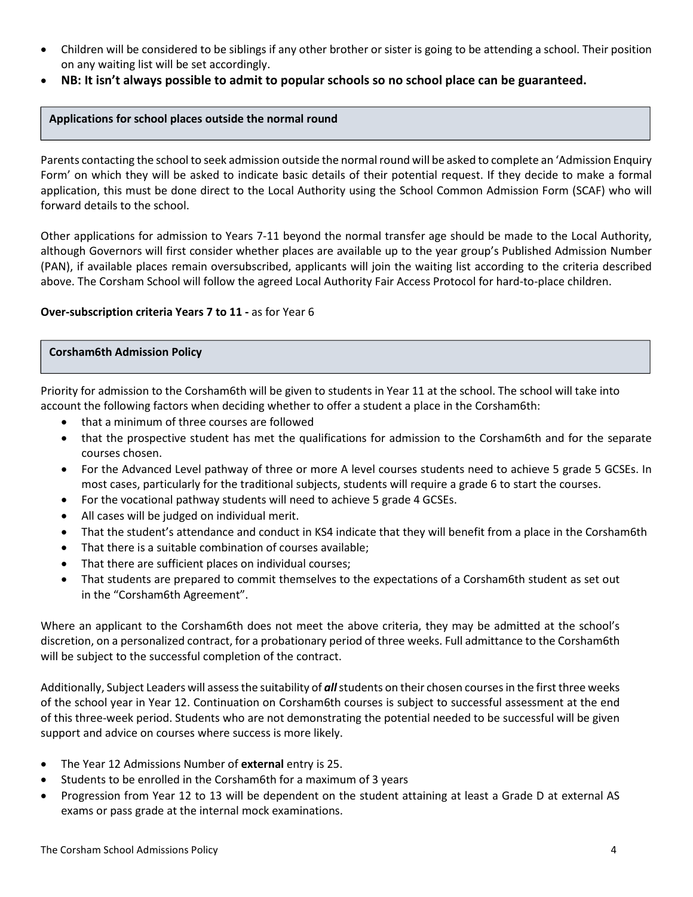- Children will be considered to be siblings if any other brother or sister is going to be attending a school. Their position on any waiting list will be set accordingly.
- **NB: It isn't always possible to admit to popular schools so no school place can be guaranteed.**

## Applications for school places outside the normal round

Parents contacting the school to seek admission outside the normal round will be asked to complete an 'Admission Enquiry Form' on which they will be asked to indicate basic details of their potential request. If they decide to make a formal application, this must be done direct to the Local Authority using the School Common Admission Form (SCAF) who will forward details to the school.

Other applications for admission to Years 7-11 beyond the normal transfer age should be made to the Local Authority, although Governors will first consider whether places are available up to the year group's Published Admission Number (PAN), if available places remain oversubscribed, applicants will join the waiting list according to the criteria described above. The Corsham School will follow the agreed Local Authority Fair Access Protocol for hard-to-place children.

**Over-subscription criteria Years 7 to 11 -** as for Year 6

## Corsham6th Admission Policy

Priority for admission to the Corsham6th will be given to students in Year 11 at the school. The school will take into account the following factors when deciding whether to offer a student a place in the Corsham6th:

- that a minimum of three courses are followed
- that the prospective student has met the qualifications for admission to the Corsham6th and for the separate courses chosen.
- For the Advanced Level pathway of three or more A level courses students need to achieve 5 grade 5 GCSEs. In most cases, particularly for the traditional subjects, students will require a grade 6 to start the courses.
- For the vocational pathway students will need to achieve 5 grade 4 GCSEs.
- All cases will be judged on individual merit.
- That the student's attendance and conduct in KS4 indicate that they will benefit from a place in the Corsham6th
- That there is a suitable combination of courses available;
- That there are sufficient places on individual courses;
- That students are prepared to commit themselves to the expectations of a Corsham6th student as set out in the "Corsham6th Agreement".

Where an applicant to the Corsham6th does not meet the above criteria, they may be admitted at the school's discretion, on a personalized contract, for a probationary period of three weeks. Full admittance to the Corsham6th will be subject to the successful completion of the contract.

Additionally, Subject Leaders will assess the suitability of ***all*** students on their chosen courses in the first three weeks of the school year in Year 12. Continuation on Corsham6th courses is subject to successful assessment at the end of this three-week period. Students who are not demonstrating the potential needed to be successful will be given support and advice on courses where success is more likely.

- The Year 12 Admissions Number of **external** entry is 25.
- Students to be enrolled in the Corsham6th for a maximum of 3 years
- Progression from Year 12 to 13 will be dependent on the student attaining at least a Grade D at external AS exams or pass grade at the internal mock examinations.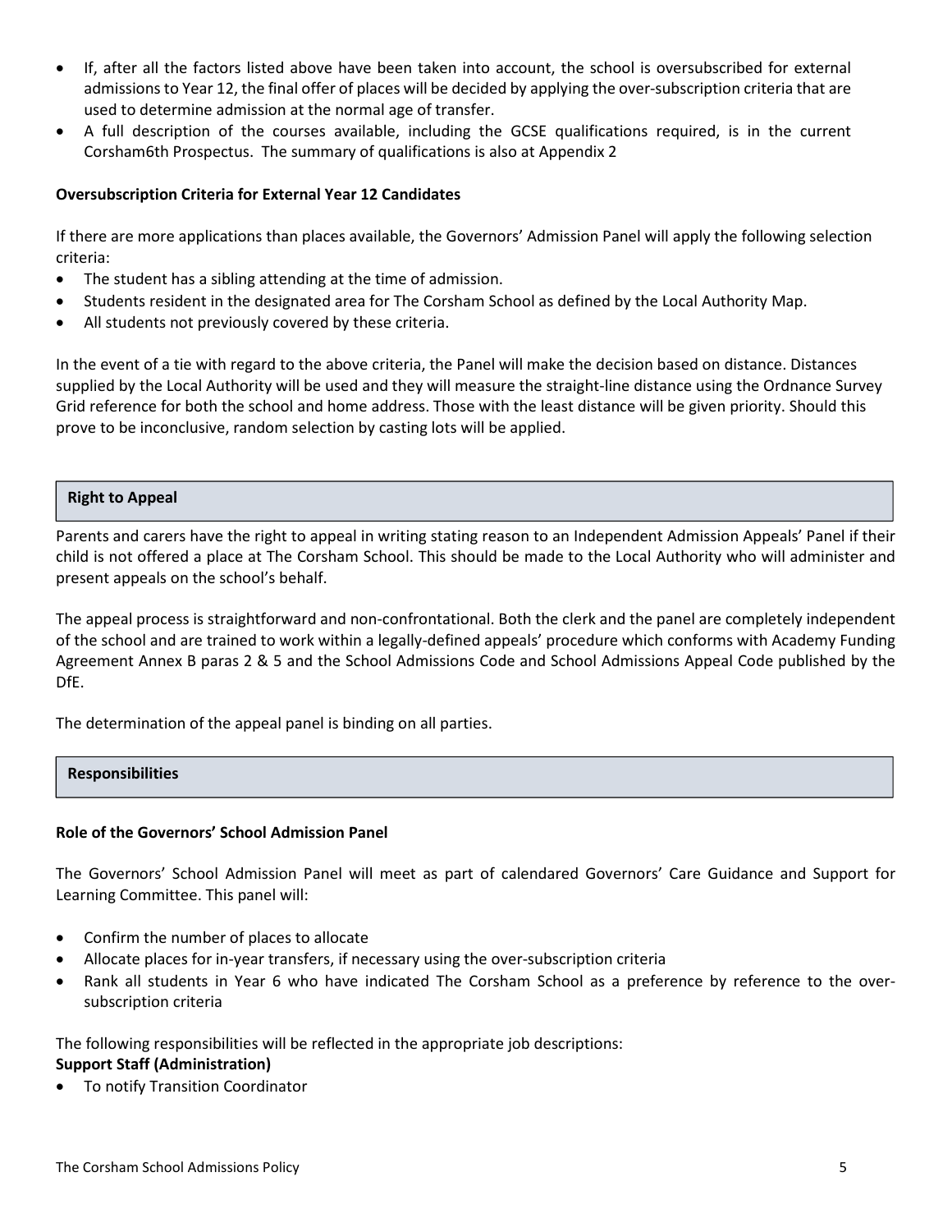- If, after all the factors listed above have been taken into account, the school is oversubscribed for external admissions to Year 12, the final offer of places will be decided by applying the over-subscription criteria that are used to determine admission at the normal age of transfer.
- A full description of the courses available, including the GCSE qualifications required, is in the current Corsham6th Prospectus. The summary of qualifications is also at Appendix 2

**Oversubscription Criteria for External Year 12 Candidates**

If there are more applications than places available, the Governors' Admission Panel will apply the following selection criteria:

- The student has a sibling attending at the time of admission.
- Students resident in the designated area for The Corsham School as defined by the Local Authority Map.
- All students not previously covered by these criteria.

In the event of a tie with regard to the above criteria, the Panel will make the decision based on distance. Distances supplied by the Local Authority will be used and they will measure the straight-line distance using the Ordnance Survey Grid reference for both the school and home address. Those with the least distance will be given priority. Should this prove to be inconclusive, random selection by casting lots will be applied.

## Right to Appeal

Parents and carers have the right to appeal in writing stating reason to an Independent Admission Appeals' Panel if their child is not offered a place at The Corsham School. This should be made to the Local Authority who will administer and present appeals on the school's behalf.

The appeal process is straightforward and non-confrontational. Both the clerk and the panel are completely independent of the school and are trained to work within a legally-defined appeals' procedure which conforms with Academy Funding Agreement Annex B paras 2 & 5 and the School Admissions Code and School Admissions Appeal Code published by the DfE.

The determination of the appeal panel is binding on all parties.

## Responsibilities

**Role of the Governors' School Admission Panel**

The Governors' School Admission Panel will meet as part of calendared Governors' Care Guidance and Support for Learning Committee. This panel will:

- Confirm the number of places to allocate
- Allocate places for in-year transfers, if necessary using the over-subscription criteria
- Rank all students in Year 6 who have indicated The Corsham School as a preference by reference to the over-subscription criteria

The following responsibilities will be reflected in the appropriate job descriptions:

**Support Staff (Administration)**

- To notify Transition Coordinator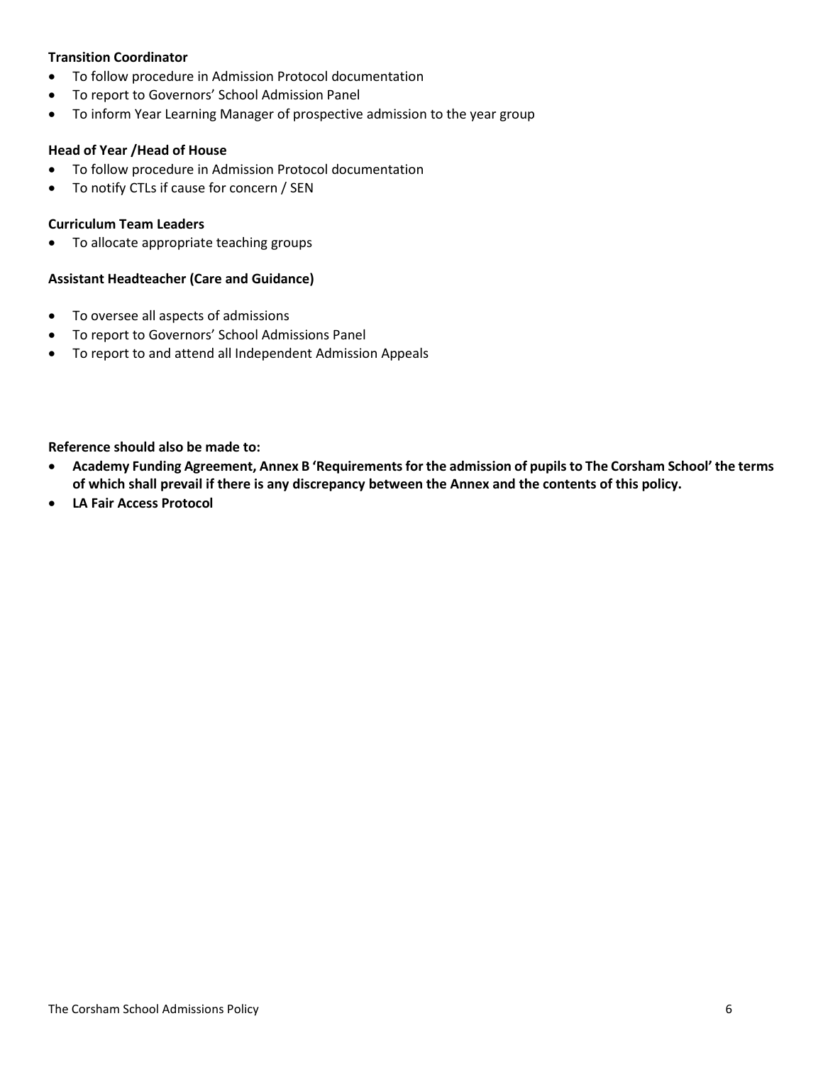**Transition Coordinator**

- To follow procedure in Admission Protocol documentation
- To report to Governors' School Admission Panel
- To inform Year Learning Manager of prospective admission to the year group

**Head of Year /Head of House**

- To follow procedure in Admission Protocol documentation
- To notify CTLs if cause for concern / SEN

**Curriculum Team Leaders**

- To allocate appropriate teaching groups

**Assistant Headteacher (Care and Guidance)**

- To oversee all aspects of admissions
- To report to Governors' School Admissions Panel
- To report to and attend all Independent Admission Appeals

**Reference should also be made to:**

- **Academy Funding Agreement, Annex B 'Requirements for the admission of pupils to The Corsham School' the terms of which shall prevail if there is any discrepancy between the Annex and the contents of this policy.**
- **LA Fair Access Protocol**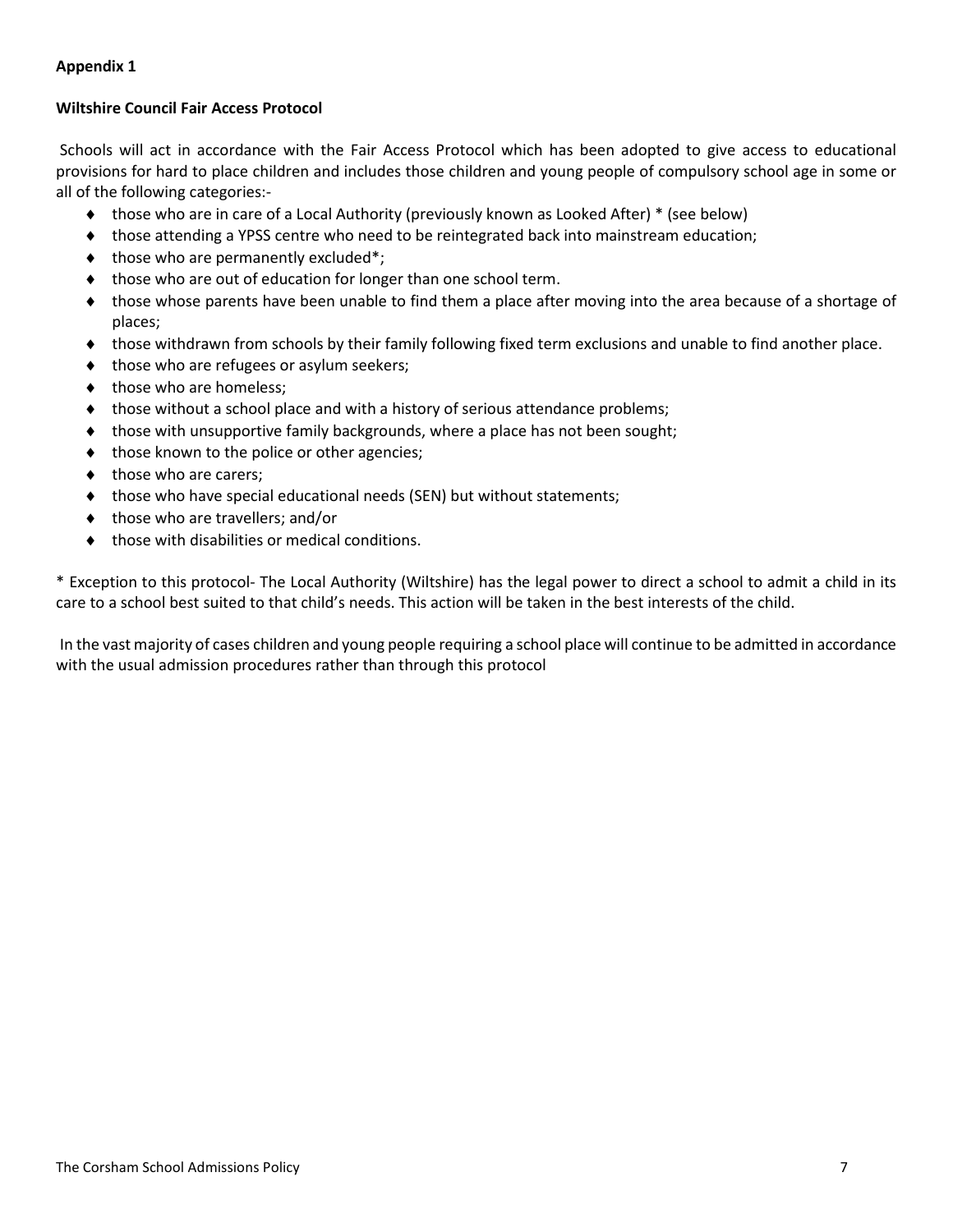**Appendix 1**

**Wiltshire Council Fair Access Protocol**

Schools will act in accordance with the Fair Access Protocol which has been adopted to give access to educational provisions for hard to place children and includes those children and young people of compulsory school age in some or all of the following categories:-

- those who are in care of a Local Authority (previously known as Looked After) * (see below)
- those attending a YPSS centre who need to be reintegrated back into mainstream education;
- those who are permanently excluded*;
- those who are out of education for longer than one school term.
- those whose parents have been unable to find them a place after moving into the area because of a shortage of places;
- those withdrawn from schools by their family following fixed term exclusions and unable to find another place.
- those who are refugees or asylum seekers;
- those who are homeless;
- those without a school place and with a history of serious attendance problems;
- those with unsupportive family backgrounds, where a place has not been sought;
- those known to the police or other agencies;
- those who are carers;
- those who have special educational needs (SEN) but without statements;
- those who are travellers; and/or
- those with disabilities or medical conditions.

* Exception to this protocol- The Local Authority (Wiltshire) has the legal power to direct a school to admit a child in its care to a school best suited to that child's needs. This action will be taken in the best interests of the child.

In the vast majority of cases children and young people requiring a school place will continue to be admitted in accordance with the usual admission procedures rather than through this protocol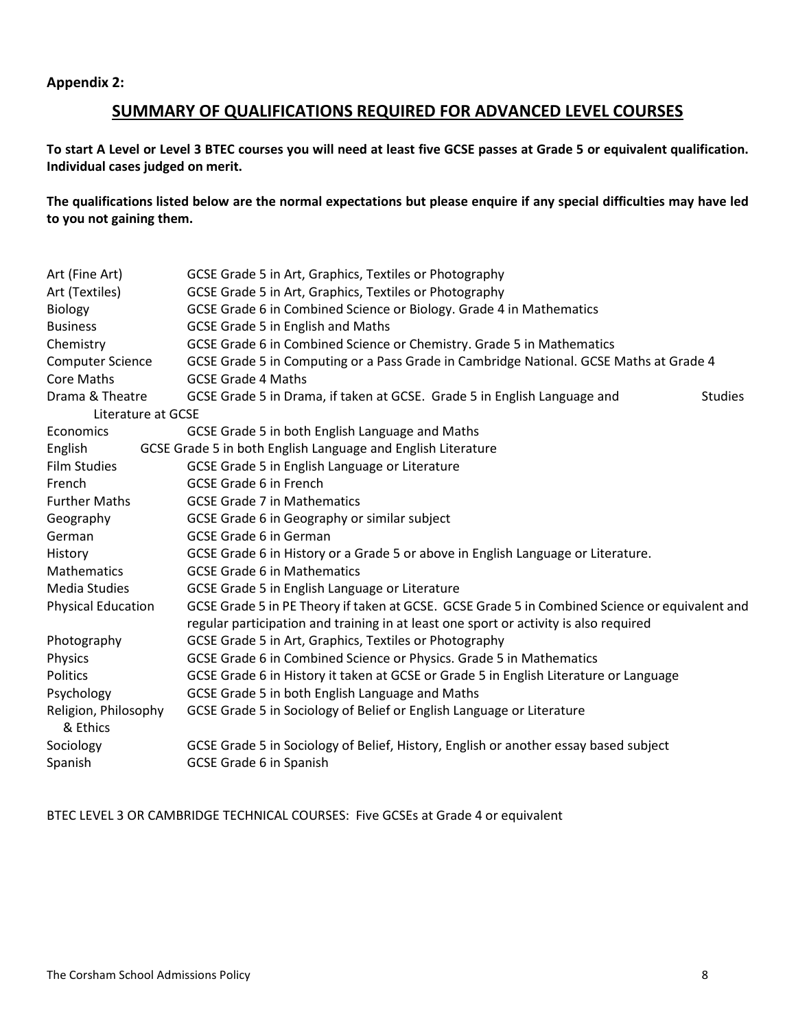**Appendix 2:**

## SUMMARY OF QUALIFICATIONS REQUIRED FOR ADVANCED LEVEL COURSES

**To start A Level or Level 3 BTEC courses you will need at least five GCSE passes at Grade 5 or equivalent qualification. Individual cases judged on merit.**

**The qualifications listed below are the normal expectations but please enquire if any special difficulties may have led to you not gaining them.**

| | |
|---|---|
| Art (Fine Art) | GCSE Grade 5 in Art, Graphics, Textiles or Photography |
| Art (Textiles) | GCSE Grade 5 in Art, Graphics, Textiles or Photography |
| Biology | GCSE Grade 6 in Combined Science or Biology. Grade 4 in Mathematics |
| Business | GCSE Grade 5 in English and Maths |
| Chemistry | GCSE Grade 6 in Combined Science or Chemistry. Grade 5 in Mathematics |
| Computer Science | GCSE Grade 5 in Computing or a Pass Grade in Cambridge National. GCSE Maths at Grade 4 |
| Core Maths | GCSE Grade 4 Maths |
| Drama & Theatre Studies | GCSE Grade 5 in Drama, if taken at GCSE. Grade 5 in English Language and Literature at GCSE |
| Economics | GCSE Grade 5 in both English Language and Maths |
| English | GCSE Grade 5 in both English Language and English Literature |
| Film Studies | GCSE Grade 5 in English Language or Literature |
| French | GCSE Grade 6 in French |
| Further Maths | GCSE Grade 7 in Mathematics |
| Geography | GCSE Grade 6 in Geography or similar subject |
| German | GCSE Grade 6 in German |
| History | GCSE Grade 6 in History or a Grade 5 or above in English Language or Literature. |
| Mathematics | GCSE Grade 6 in Mathematics |
| Media Studies | GCSE Grade 5 in English Language or Literature |
| Physical Education | GCSE Grade 5 in PE Theory if taken at GCSE. GCSE Grade 5 in Combined Science or equivalent and regular participation and training in at least one sport or activity is also required |
| Photography | GCSE Grade 5 in Art, Graphics, Textiles or Photography |
| Physics | GCSE Grade 6 in Combined Science or Physics. Grade 5 in Mathematics |
| Politics | GCSE Grade 6 in History it taken at GCSE or Grade 5 in English Literature or Language |
| Psychology | GCSE Grade 5 in both English Language and Maths |
| Religion, Philosophy & Ethics | GCSE Grade 5 in Sociology of Belief or English Language or Literature |
| Sociology | GCSE Grade 5 in Sociology of Belief, History, English or another essay based subject |
| Spanish | GCSE Grade 6 in Spanish |

BTEC LEVEL 3 OR CAMBRIDGE TECHNICAL COURSES: Five GCSEs at Grade 4 or equivalent